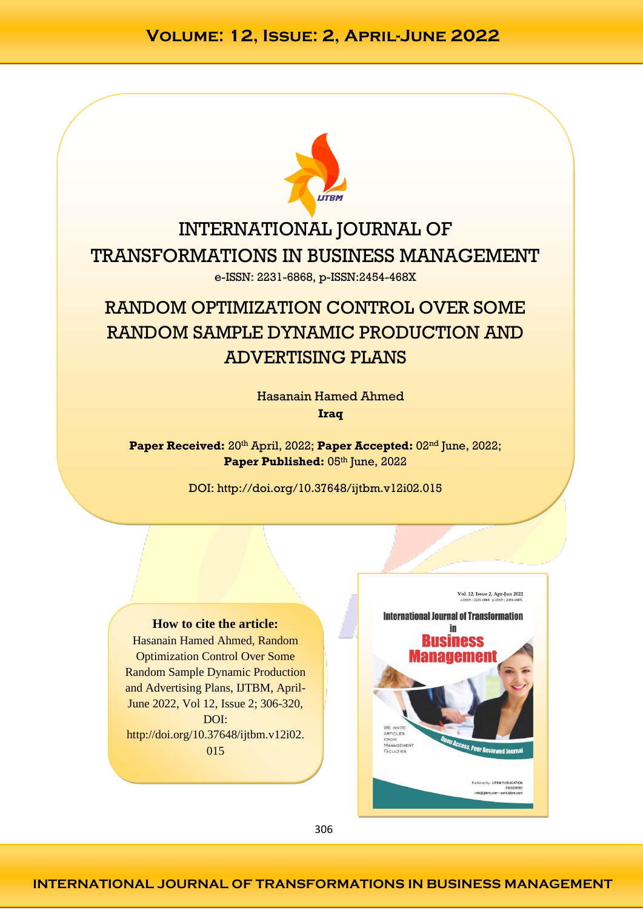INTERNATIONAL JOURNAL OF TRANSFORMATIONS IN BUSINESS MANAGEMENT

e-ISSN: 2231-6868, p-ISSN:2454-468X

# RANDOM OPTIMIZATION CONTROL OVER SOME RANDOM SAMPLE DYNAMIC PRODUCTION AND ADVERTISING PLANS

Hasanain Hamed Ahmed

**Iraq**

**Paper Received:** 20th April, 2022; **Paper Accepted:** 02nd June, 2022; **Paper Published:** 05th June, 2022

DOI: http://doi.org/10.37648/ijtbm.v12i02.015

**How to cite the article:**
Hasanain Hamed Ahmed, Random Optimization Control Over Some Random Sample Dynamic Production and Advertising Plans, IJTBM, April-June 2022, Vol 12, Issue 2; 306-320, DOI: http://doi.org/10.37648/ijtbm.v12i02.015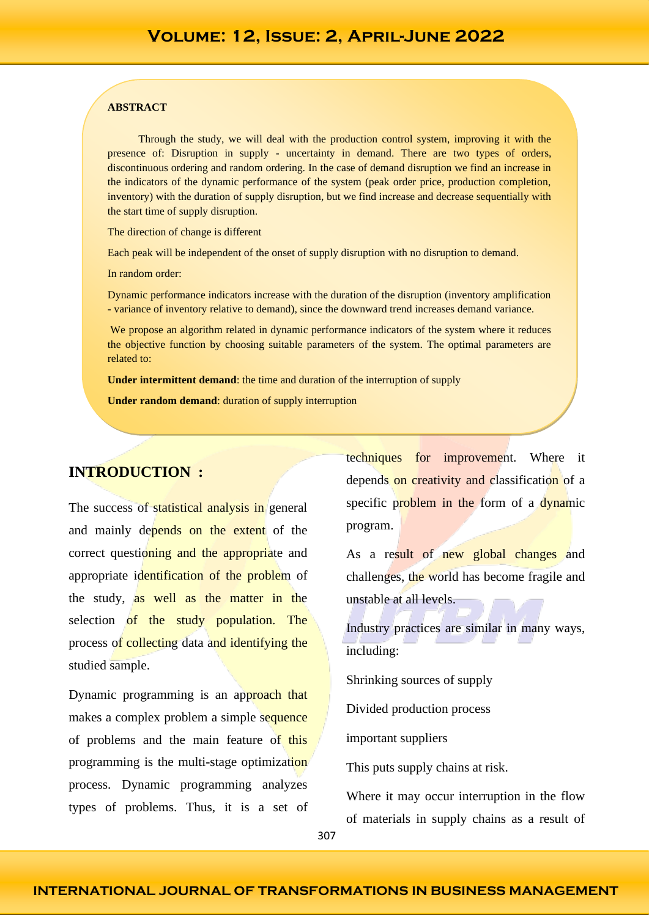**ABSTRACT**

Through the study, we will deal with the production control system, improving it with the presence of: Disruption in supply - uncertainty in demand. There are two types of orders, discontinuous ordering and random ordering. In the case of demand disruption we find an increase in the indicators of the dynamic performance of the system (peak order price, production completion, inventory) with the duration of supply disruption, but we find increase and decrease sequentially with the start time of supply disruption.

The direction of change is different

Each peak will be independent of the onset of supply disruption with no disruption to demand.

In random order:

Dynamic performance indicators increase with the duration of the disruption (inventory amplification - variance of inventory relative to demand), since the downward trend increases demand variance.

We propose an algorithm related in dynamic performance indicators of the system where it reduces the objective function by choosing suitable parameters of the system. The optimal parameters are related to:

**Under intermittent demand**: the time and duration of the interruption of supply

**Under random demand**: duration of supply interruption

## INTRODUCTION :

The success of statistical analysis in general and mainly depends on the extent of the correct questioning and the appropriate and appropriate identification of the problem of the study, as well as the matter in the selection of the study population. The process of collecting data and identifying the studied sample.

Dynamic programming is an approach that makes a complex problem a simple sequence of problems and the main feature of this programming is the multi-stage optimization process. Dynamic programming analyzes types of problems. Thus, it is a set of techniques for improvement. Where it depends on creativity and classification of a specific problem in the form of a dynamic program.

As a result of new global changes and challenges, the world has become fragile and unstable at all levels.

Industry practices are similar in many ways, including:

Shrinking sources of supply

Divided production process

important suppliers

This puts supply chains at risk.

Where it may occur interruption in the flow of materials in supply chains as a result of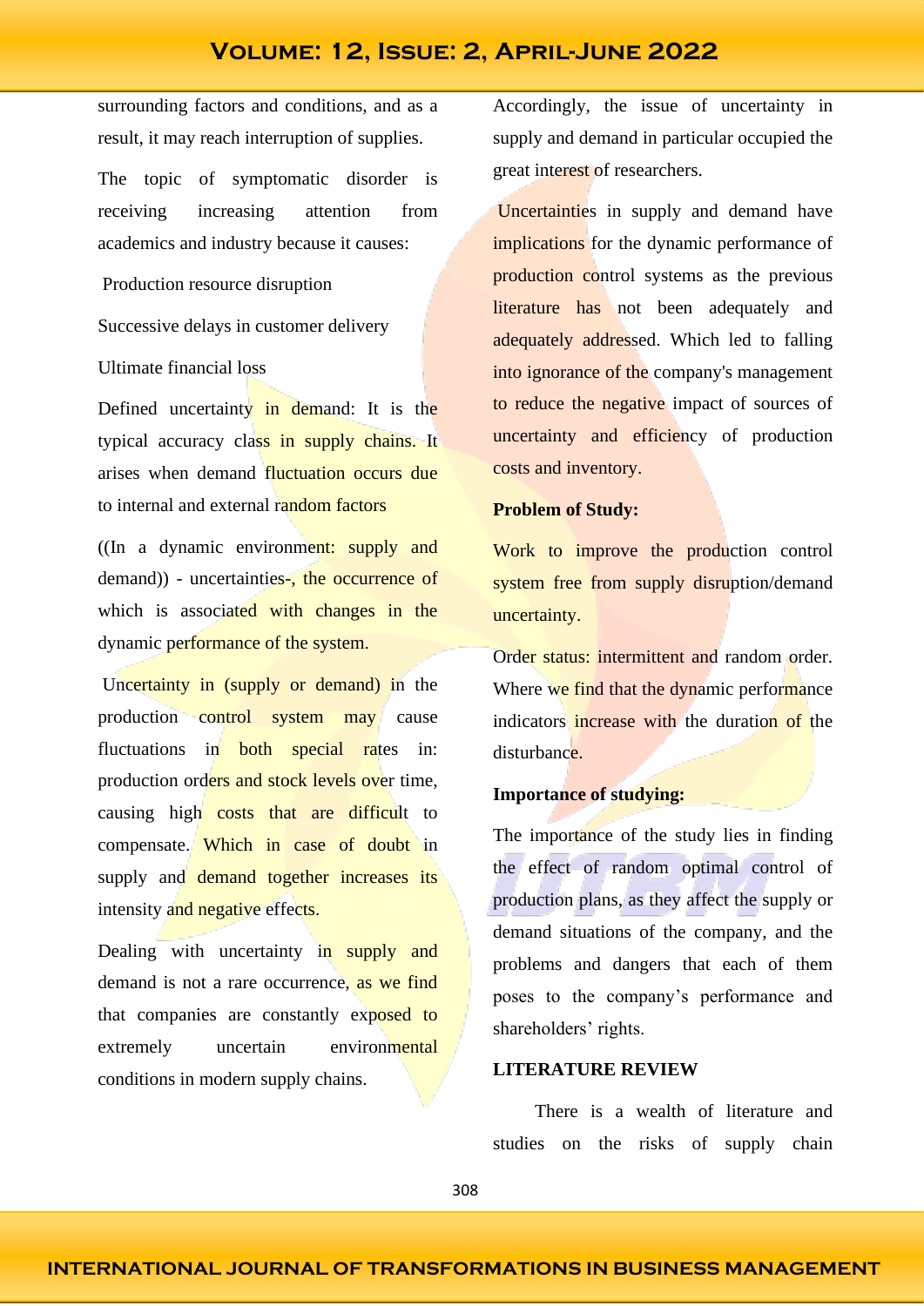surrounding factors and conditions, and as a result, it may reach interruption of supplies.

The topic of symptomatic disorder is receiving increasing attention from academics and industry because it causes:

Production resource disruption

Successive delays in customer delivery

Ultimate financial loss

Defined uncertainty in demand: It is the typical accuracy class in supply chains. It arises when demand fluctuation occurs due to internal and external random factors

((In a dynamic environment: supply and demand)) - uncertainties-, the occurrence of which is associated with changes in the dynamic performance of the system.

Uncertainty in (supply or demand) in the production control system may cause fluctuations in both special rates in: production orders and stock levels over time, causing high costs that are difficult to compensate. Which in case of doubt in supply and demand together increases its intensity and negative effects.

Dealing with uncertainty in supply and demand is not a rare occurrence, as we find that companies are constantly exposed to extremely uncertain environmental conditions in modern supply chains.

Accordingly, the issue of uncertainty in supply and demand in particular occupied the great interest of researchers.

Uncertainties in supply and demand have implications for the dynamic performance of production control systems as the previous literature has not been adequately and adequately addressed. Which led to falling into ignorance of the company's management to reduce the negative impact of sources of uncertainty and efficiency of production costs and inventory.

**Problem of Study:**

Work to improve the production control system free from supply disruption/demand uncertainty.

Order status: intermittent and random order. Where we find that the dynamic performance indicators increase with the duration of the disturbance.

**Importance of studying:**

The importance of the study lies in finding the effect of random optimal control of production plans, as they affect the supply or demand situations of the company, and the problems and dangers that each of them poses to the company's performance and shareholders' rights.

## LITERATURE REVIEW

There is a wealth of literature and studies on the risks of supply chain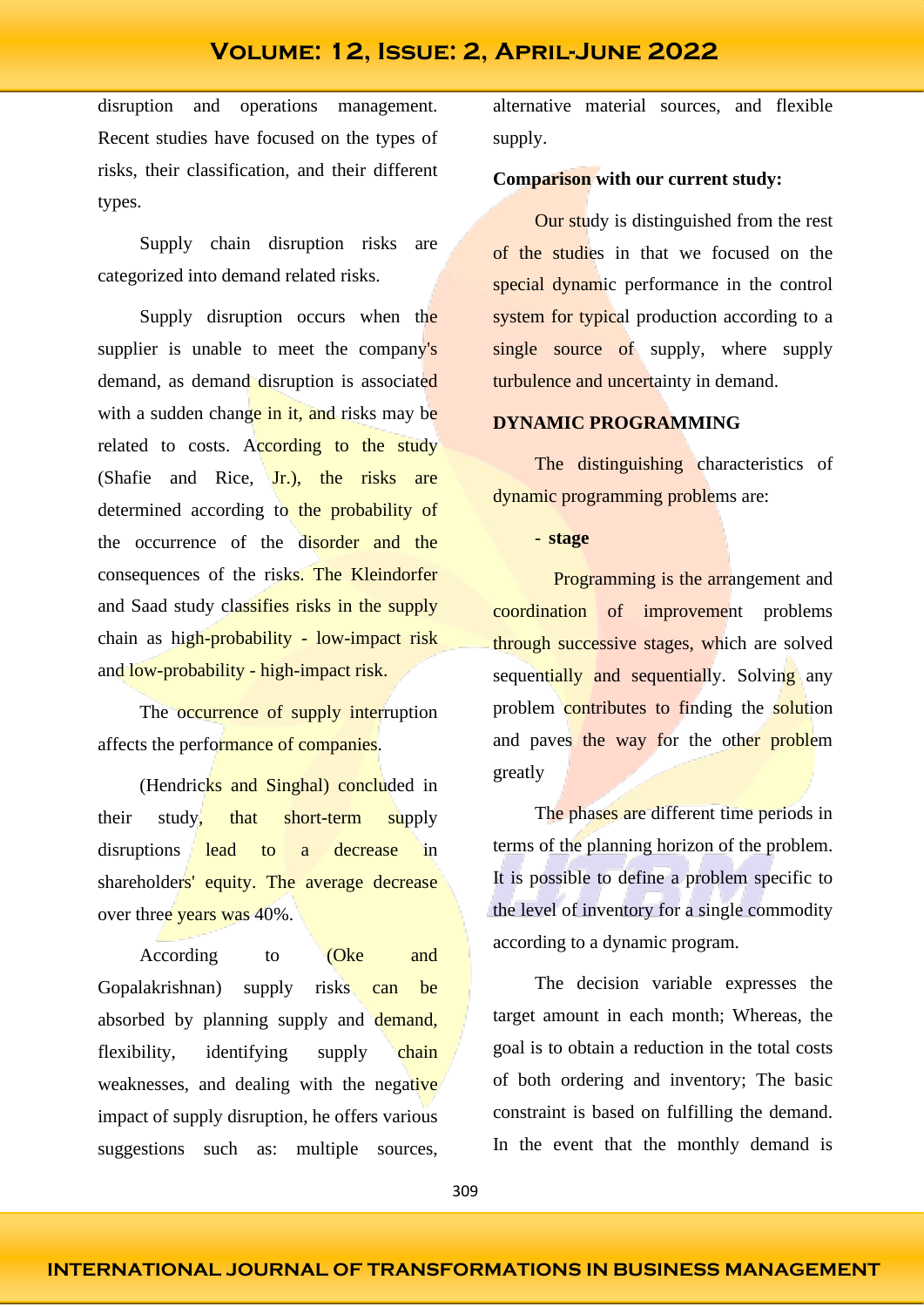disruption and operations management. Recent studies have focused on the types of risks, their classification, and their different types.

Supply chain disruption risks are categorized into demand related risks.

Supply disruption occurs when the supplier is unable to meet the company's demand, as demand disruption is associated with a sudden change in it, and risks may be related to costs. According to the study (Shafie and Rice, Jr.), the risks are determined according to the probability of the occurrence of the disorder and the consequences of the risks. The Kleindorfer and Saad study classifies risks in the supply chain as high-probability - low-impact risk and low-probability - high-impact risk.

The occurrence of supply interruption affects the performance of companies.

(Hendricks and Singhal) concluded in their study, that short-term supply disruptions lead to a decrease in shareholders' equity. The average decrease over three years was 40%.

According to (Oke and Gopalakrishnan) supply risks can be absorbed by planning supply and demand, flexibility, identifying supply chain weaknesses, and dealing with the negative impact of supply disruption, he offers various suggestions such as: multiple sources, alternative material sources, and flexible supply.

**Comparison with our current study:**

Our study is distinguished from the rest of the studies in that we focused on the special dynamic performance in the control system for typical production according to a single source of supply, where supply turbulence and uncertainty in demand.

**DYNAMIC PROGRAMMING**

The distinguishing characteristics of dynamic programming problems are:

- **stage**

Programming is the arrangement and coordination of improvement problems through successive stages, which are solved sequentially and sequentially. Solving any problem contributes to finding the solution and paves the way for the other problem greatly

The phases are different time periods in terms of the planning horizon of the problem. It is possible to define a problem specific to the level of inventory for a single commodity according to a dynamic program.

The decision variable expresses the target amount in each month; Whereas, the goal is to obtain a reduction in the total costs of both ordering and inventory; The basic constraint is based on fulfilling the demand. In the event that the monthly demand is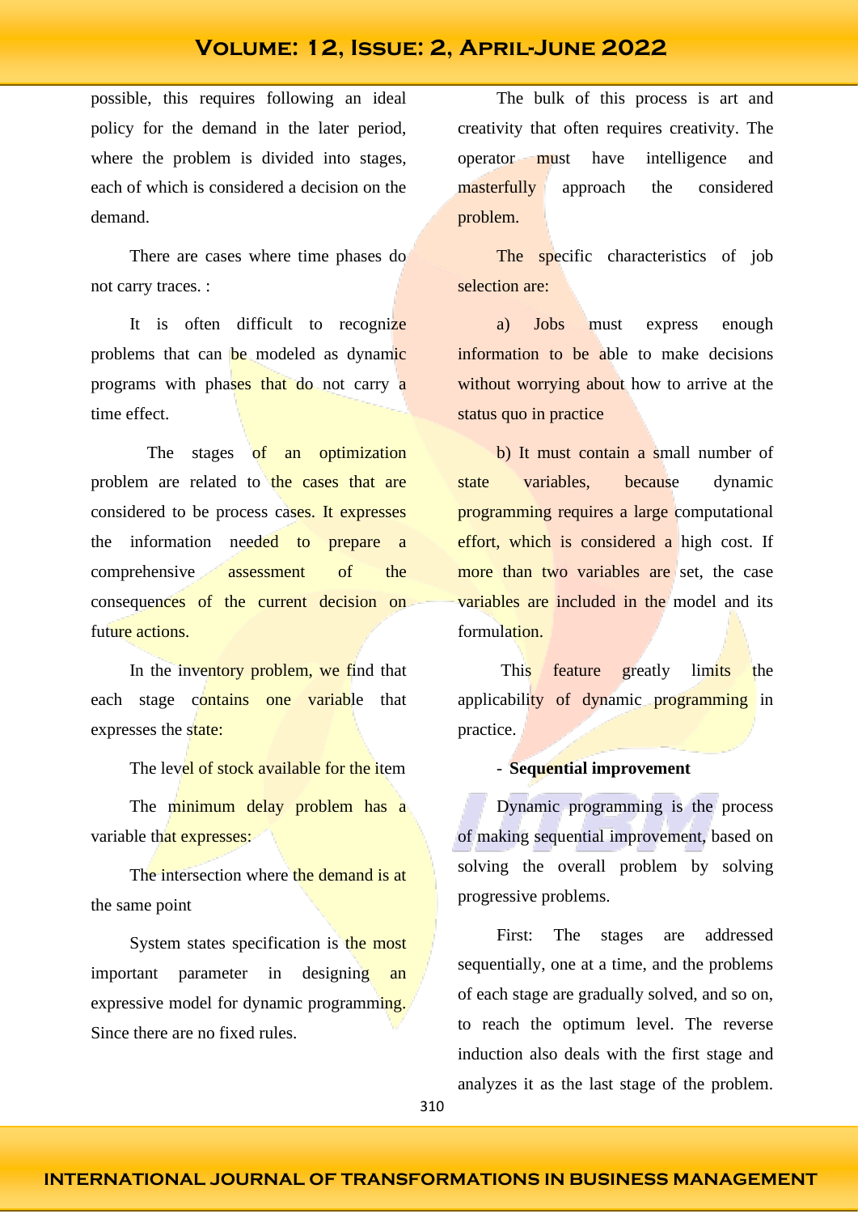possible, this requires following an ideal policy for the demand in the later period, where the problem is divided into stages, each of which is considered a decision on the demand.

There are cases where time phases do not carry traces. :

It is often difficult to recognize problems that can be modeled as dynamic programs with phases that do not carry a time effect.

The stages of an optimization problem are related to the cases that are considered to be process cases. It expresses the information needed to prepare a comprehensive assessment of the consequences of the current decision on future actions.

In the inventory problem, we find that each stage contains one variable that expresses the state:

The level of stock available for the item

The minimum delay problem has a variable that expresses:

The intersection where the demand is at the same point

System states specification is the most important parameter in designing an expressive model for dynamic programming. Since there are no fixed rules.

The bulk of this process is art and creativity that often requires creativity. The operator must have intelligence and masterfully approach the considered problem.

The specific characteristics of job selection are:

a) Jobs must express enough information to be able to make decisions without worrying about how to arrive at the status quo in practice

b) It must contain a small number of state variables, because dynamic programming requires a large computational effort, which is considered a high cost. If more than two variables are set, the case variables are included in the model and its formulation.

This feature greatly limits the applicability of dynamic programming in practice.

- **Sequential improvement**

Dynamic programming is the process of making sequential improvement, based on solving the overall problem by solving progressive problems.

First: The stages are addressed sequentially, one at a time, and the problems of each stage are gradually solved, and so on, to reach the optimum level. The reverse induction also deals with the first stage and analyzes it as the last stage of the problem.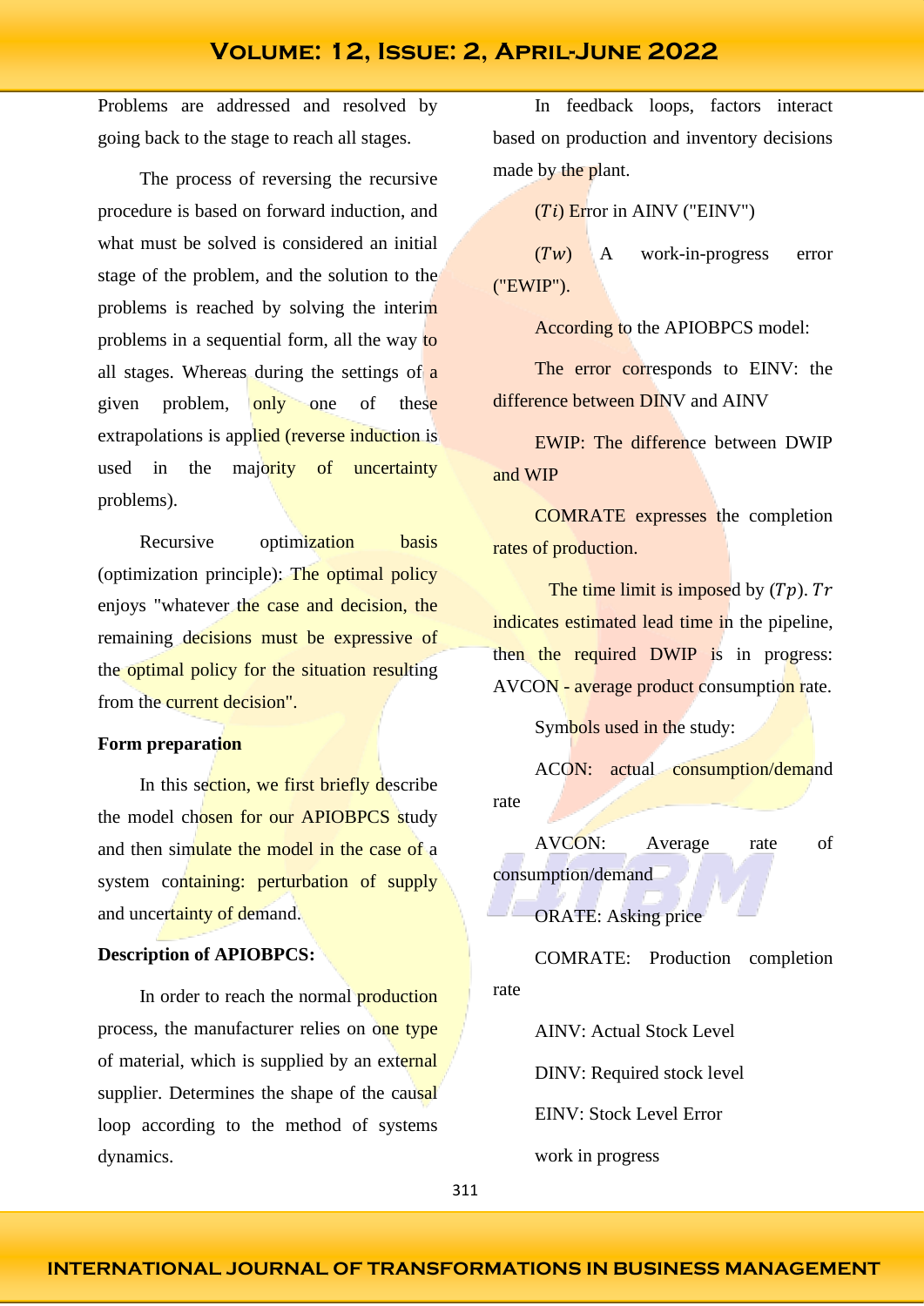Problems are addressed and resolved by going back to the stage to reach all stages.

The process of reversing the recursive procedure is based on forward induction, and what must be solved is considered an initial stage of the problem, and the solution to the problems is reached by solving the interim problems in a sequential form, all the way to all stages. Whereas during the settings of a given problem, only one of these extrapolations is applied (reverse induction is used in the majority of uncertainty problems).

Recursive optimization basis (optimization principle): The optimal policy enjoys "whatever the case and decision, the remaining decisions must be expressive of the optimal policy for the situation resulting from the current decision".

**Form preparation**

In this section, we first briefly describe the model chosen for our APIOBPCS study and then simulate the model in the case of a system containing: perturbation of supply and uncertainty of demand.

**Description of APIOBPCS:**

In order to reach the normal production process, the manufacturer relies on one type of material, which is supplied by an external supplier. Determines the shape of the causal loop according to the method of systems dynamics.

In feedback loops, factors interact based on production and inventory decisions made by the plant.

($Ti$) Error in AINV ("EINV")

($Tw$) A work-in-progress error ("EWIP").

According to the APIOBPCS model:

The error corresponds to EINV: the difference between DINV and AINV

EWIP: The difference between DWIP and WIP

COMRATE expresses the completion rates of production.

The time limit is imposed by ($Tp$). $Tr$ indicates estimated lead time in the pipeline, then the required DWIP is in progress: AVCON - average product consumption rate.

Symbols used in the study:

ACON: actual consumption/demand rate

AVCON: Average rate of consumption/demand

ORATE: Asking price

COMRATE: Production completion rate

AINV: Actual Stock Level

DINV: Required stock level

EINV: Stock Level Error

work in progress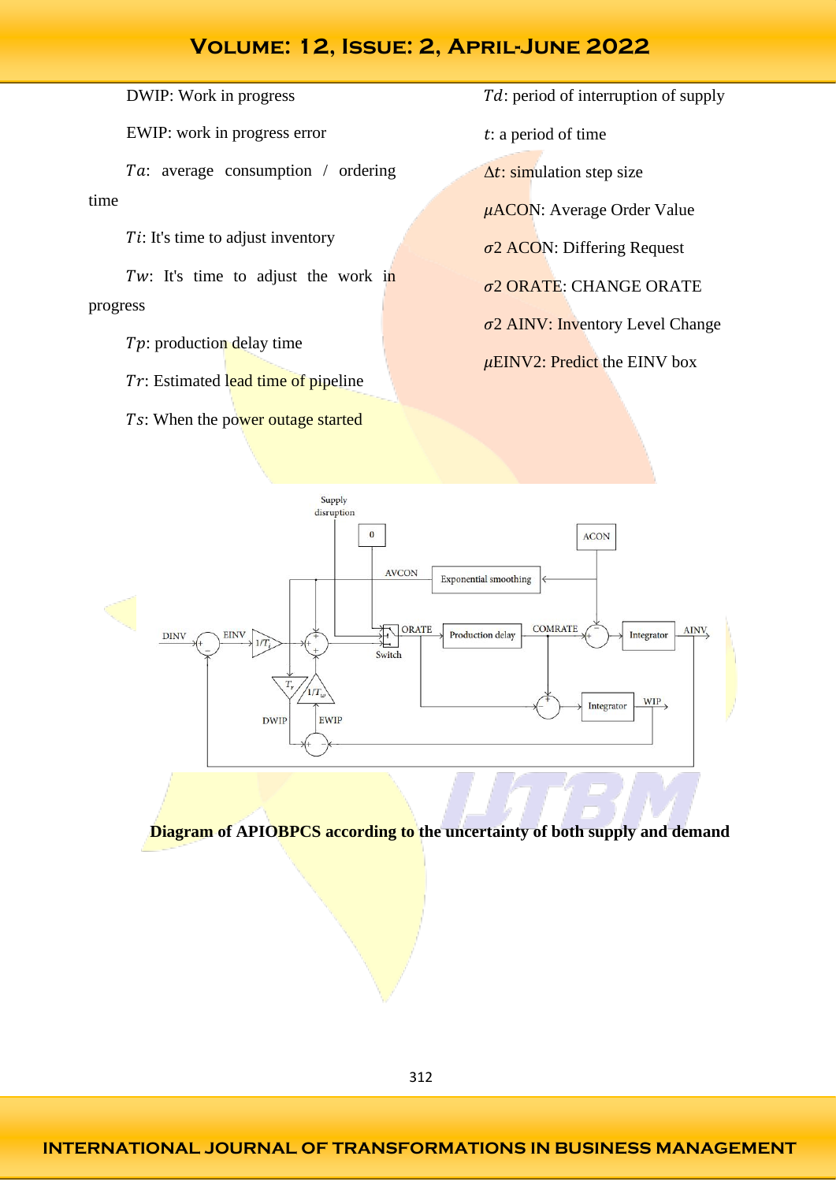DWIP: Work in progress

EWIP: work in progress error

$Ta$: average consumption / ordering time

$Ti$: It's time to adjust inventory

$Tw$: It's time to adjust the work in progress

$Tp$: production delay time

$Tr$: Estimated lead time of pipeline

$Ts$: When the power outage started

$Td$: period of interruption of supply

$t$: a period of time

$\Delta t$: simulation step size

$\mu$ACON: Average Order Value

$\sigma 2$ ACON: Differing Request

$\sigma 2$ ORATE: CHANGE ORATE

$\sigma 2$ AINV: Inventory Level Change

$\mu$EINV2: Predict the EINV box

**Diagram of APIOBPCS according to the uncertainty of both supply and demand**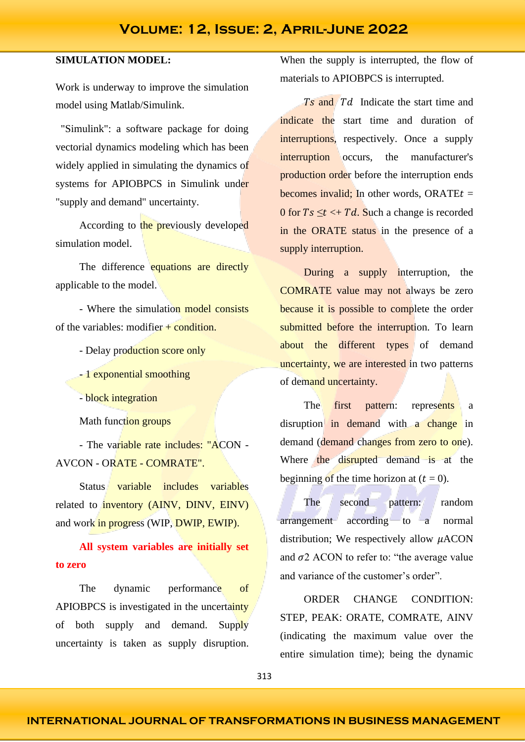**SIMULATION MODEL:**

Work is underway to improve the simulation model using Matlab/Simulink.

"Simulink": a software package for doing vectorial dynamics modeling which has been widely applied in simulating the dynamics of systems for APIOBPCS in Simulink under "supply and demand" uncertainty.

According to the previously developed simulation model.

The difference equations are directly applicable to the model.

- Where the simulation model consists of the variables: modifier + condition.

- Delay production score only

- 1 exponential smoothing

- block integration

Math function groups

- The variable rate includes: "ACON - AVCON - ORATE - COMRATE".

Status variable includes variables related to inventory (AINV, DINV, EINV) and work in progress (WIP, DWIP, EWIP).

**All system variables are initially set to zero**

The dynamic performance of APIOBPCS is investigated in the uncertainty of both supply and demand. Supply uncertainty is taken as supply disruption. When the supply is interrupted, the flow of materials to APIOBPCS is interrupted.

$Ts$ and $Td$ Indicate the start time and indicate the start time and duration of interruptions, respectively. Once a supply interruption occurs, the manufacturer's production order before the interruption ends becomes invalid; In other words, ORATE$t$ = 0 for $Ts \leq t <+ Td$. Such a change is recorded in the ORATE status in the presence of a supply interruption.

During a supply interruption, the COMRATE value may not always be zero because it is possible to complete the order submitted before the interruption. To learn about the different types of demand uncertainty, we are interested in two patterns of demand uncertainty.

The first pattern: represents a disruption in demand with a change in demand (demand changes from zero to one). Where the disrupted demand is at the beginning of the time horizon at ($t$ = 0).

The second pattern: random arrangement according to a normal distribution; We respectively allow $\mu$ACON and $\sigma 2$ ACON to refer to: "the average value and variance of the customer's order".

ORDER CHANGE CONDITION: STEP, PEAK: ORATE, COMRATE, AINV (indicating the maximum value over the entire simulation time); being the dynamic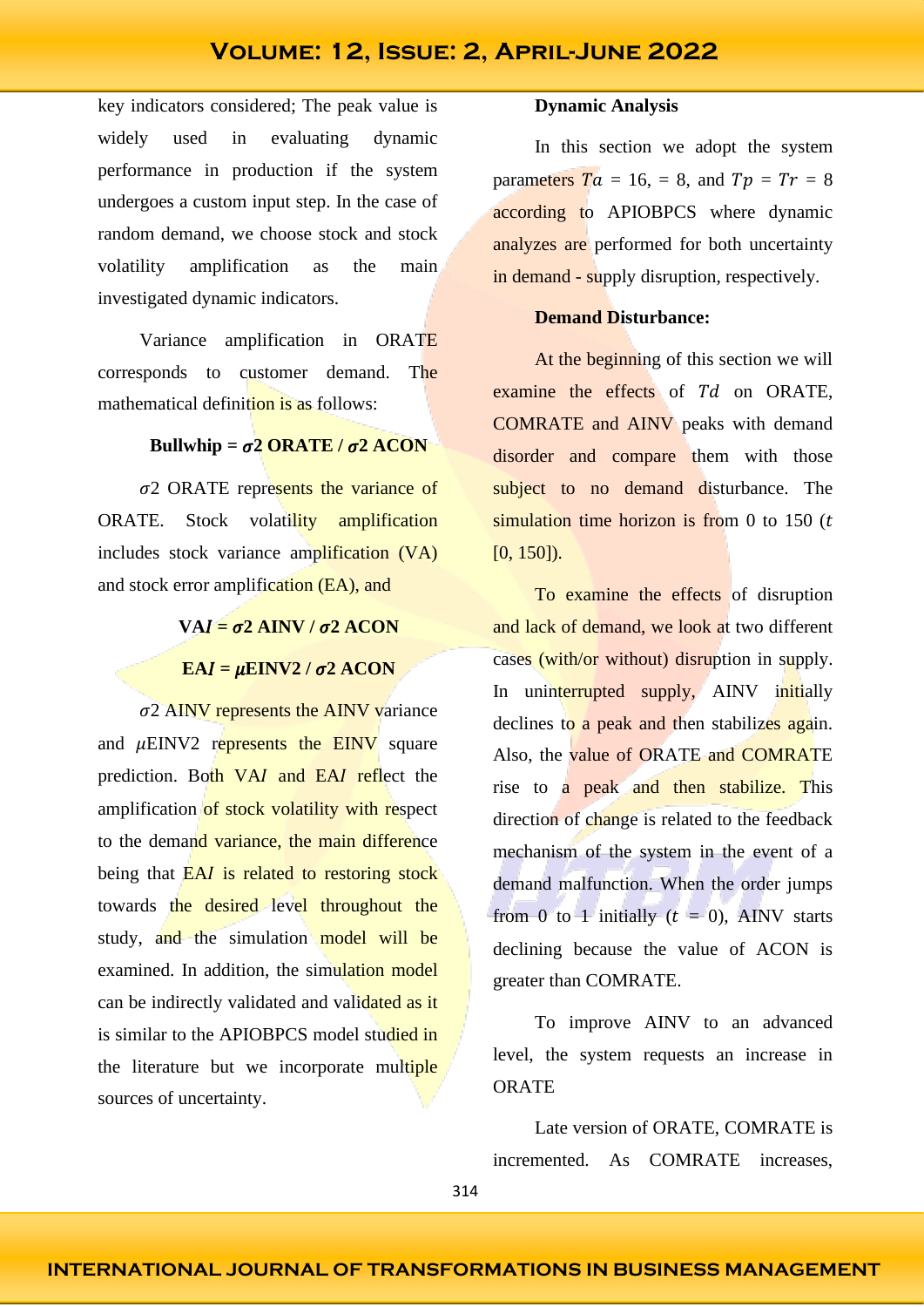key indicators considered; The peak value is widely used in evaluating dynamic performance in production if the system undergoes a custom input step. In the case of random demand, we choose stock and stock volatility amplification as the main investigated dynamic indicators.

Variance amplification in ORATE corresponds to customer demand. The mathematical definition is as follows:

$$\textbf{Bullwhip} = \sigma 2 \textbf{ ORATE} / \sigma 2 \textbf{ ACON}$$

$\sigma 2$ ORATE represents the variance of ORATE. Stock volatility amplification includes stock variance amplification (VA) and stock error amplification (EA), and

$$\textbf{VA}I = \sigma 2 \textbf{ AINV} / \sigma 2 \textbf{ ACON}$$

$$\textbf{EA}I = \mu \textbf{EINV2} / \sigma 2 \textbf{ ACON}$$

$\sigma 2$ AINV represents the AINV variance and $\mu$EINV2 represents the EINV square prediction. Both VA$I$ and EA$I$ reflect the amplification of stock volatility with respect to the demand variance, the main difference being that EA$I$ is related to restoring stock towards the desired level throughout the study, and the simulation model will be examined. In addition, the simulation model can be indirectly validated and validated as it is similar to the APIOBPCS model studied in the literature but we incorporate multiple sources of uncertainty.

**Dynamic Analysis**

In this section we adopt the system parameters $Ta$ = 16, = 8, and $Tp$ = $Tr$ = 8 according to APIOBPCS where dynamic analyzes are performed for both uncertainty in demand - supply disruption, respectively.

**Demand Disturbance:**

At the beginning of this section we will examine the effects of $Td$ on ORATE, COMRATE and AINV peaks with demand disorder and compare them with those subject to no demand disturbance. The simulation time horizon is from 0 to 150 ($t$ [0, 150]).

To examine the effects of disruption and lack of demand, we look at two different cases (with/or without) disruption in supply. In uninterrupted supply, AINV initially declines to a peak and then stabilizes again. Also, the value of ORATE and COMRATE rise to a peak and then stabilize. This direction of change is related to the feedback mechanism of the system in the event of a demand malfunction. When the order jumps from 0 to 1 initially ($t$ = 0), AINV starts declining because the value of ACON is greater than COMRATE.

To improve AINV to an advanced level, the system requests an increase in ORATE

Late version of ORATE, COMRATE is incremented. As COMRATE increases,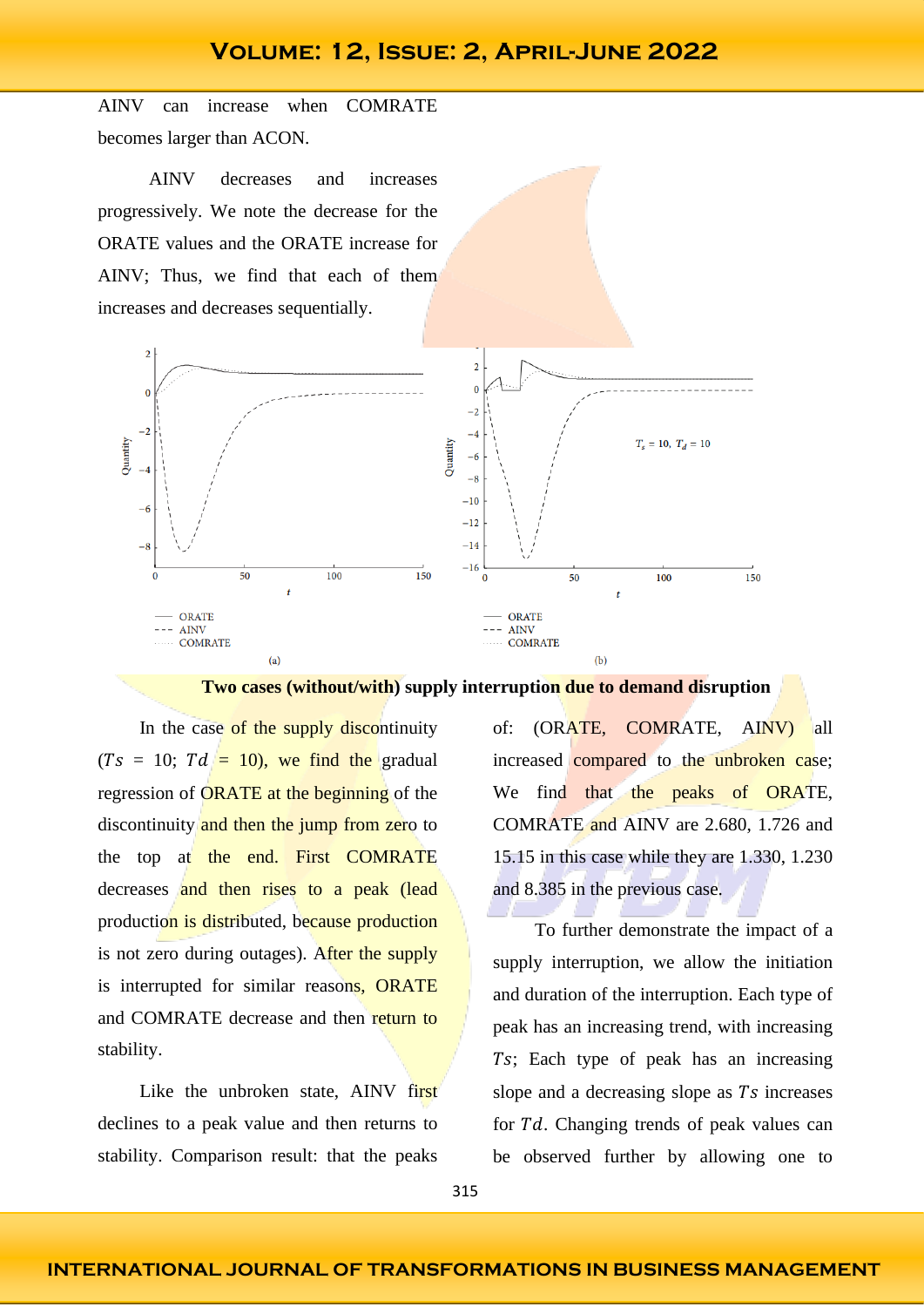AINV can increase when COMRATE becomes larger than ACON.

AINV decreases and increases progressively. We note the decrease for the ORATE values and the ORATE increase for AINV; Thus, we find that each of them increases and decreases sequentially.

**Two cases (without/with) supply interruption due to demand disruption**

In the case of the supply discontinuity ($Ts$ = 10; $Td$ = 10), we find the gradual regression of ORATE at the beginning of the discontinuity and then the jump from zero to the top at the end. First COMRATE decreases and then rises to a peak (lead production is distributed, because production is not zero during outages). After the supply is interrupted for similar reasons, ORATE and COMRATE decrease and then return to stability.

Like the unbroken state, AINV first declines to a peak value and then returns to stability. Comparison result: that the peaks of: (ORATE, COMRATE, AINV) all increased compared to the unbroken case; We find that the peaks of ORATE, COMRATE and AINV are 2.680, 1.726 and 15.15 in this case while they are 1.330, 1.230 and 8.385 in the previous case.

To further demonstrate the impact of a supply interruption, we allow the initiation and duration of the interruption. Each type of peak has an increasing trend, with increasing $Ts$; Each type of peak has an increasing slope and a decreasing slope as $Ts$ increases for $Td$. Changing trends of peak values can be observed further by allowing one to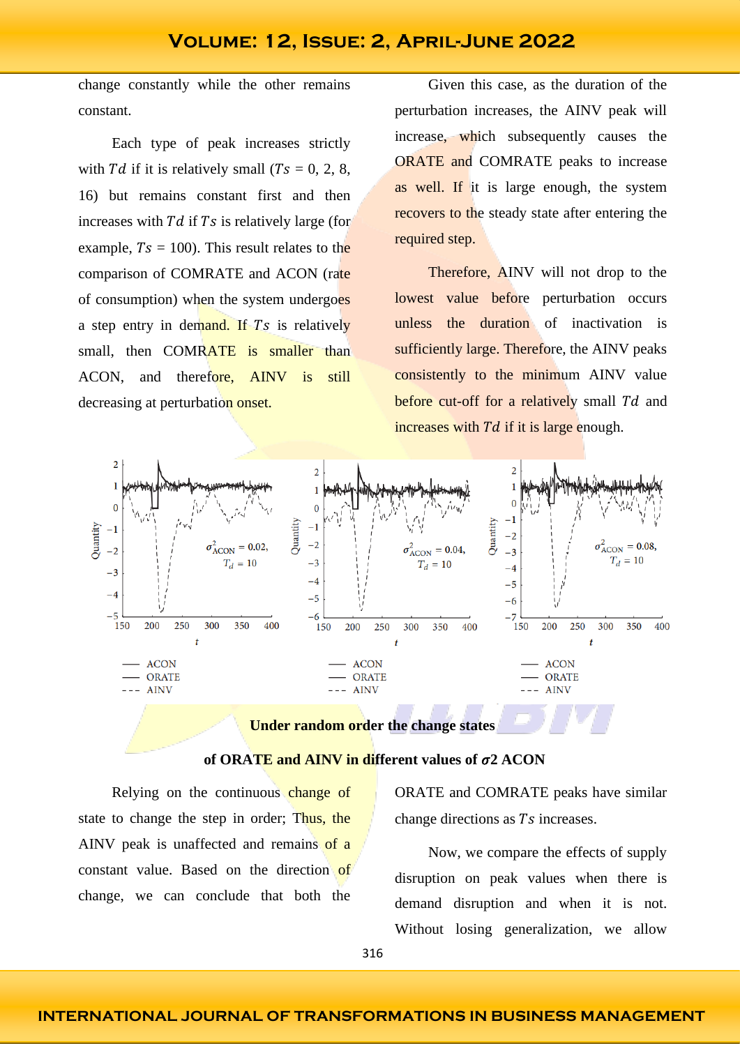change constantly while the other remains constant.

Each type of peak increases strictly with $Td$ if it is relatively small ($Ts$ = 0, 2, 8, 16) but remains constant first and then increases with $Td$ if $Ts$ is relatively large (for example, $Ts$ = 100). This result relates to the comparison of COMRATE and ACON (rate of consumption) when the system undergoes a step entry in demand. If $Ts$ is relatively small, then COMRATE is smaller than ACON, and therefore, AINV is still decreasing at perturbation onset.

Given this case, as the duration of the perturbation increases, the AINV peak will increase, which subsequently causes the ORATE and COMRATE peaks to increase as well. If it is large enough, the system recovers to the steady state after entering the required step.

Therefore, AINV will not drop to the lowest value before perturbation occurs unless the duration of inactivation is sufficiently large. Therefore, the AINV peaks consistently to the minimum AINV value before cut-off for a relatively small $Td$ and increases with $Td$ if it is large enough.

**Under random order the change states of ORATE and AINV in different values of $\sigma$2 ACON**

Relying on the continuous change of state to change the step in order; Thus, the AINV peak is unaffected and remains of a constant value. Based on the direction of change, we can conclude that both the ORATE and COMRATE peaks have similar change directions as $Ts$ increases.

Now, we compare the effects of supply disruption on peak values when there is demand disruption and when it is not. Without losing generalization, we allow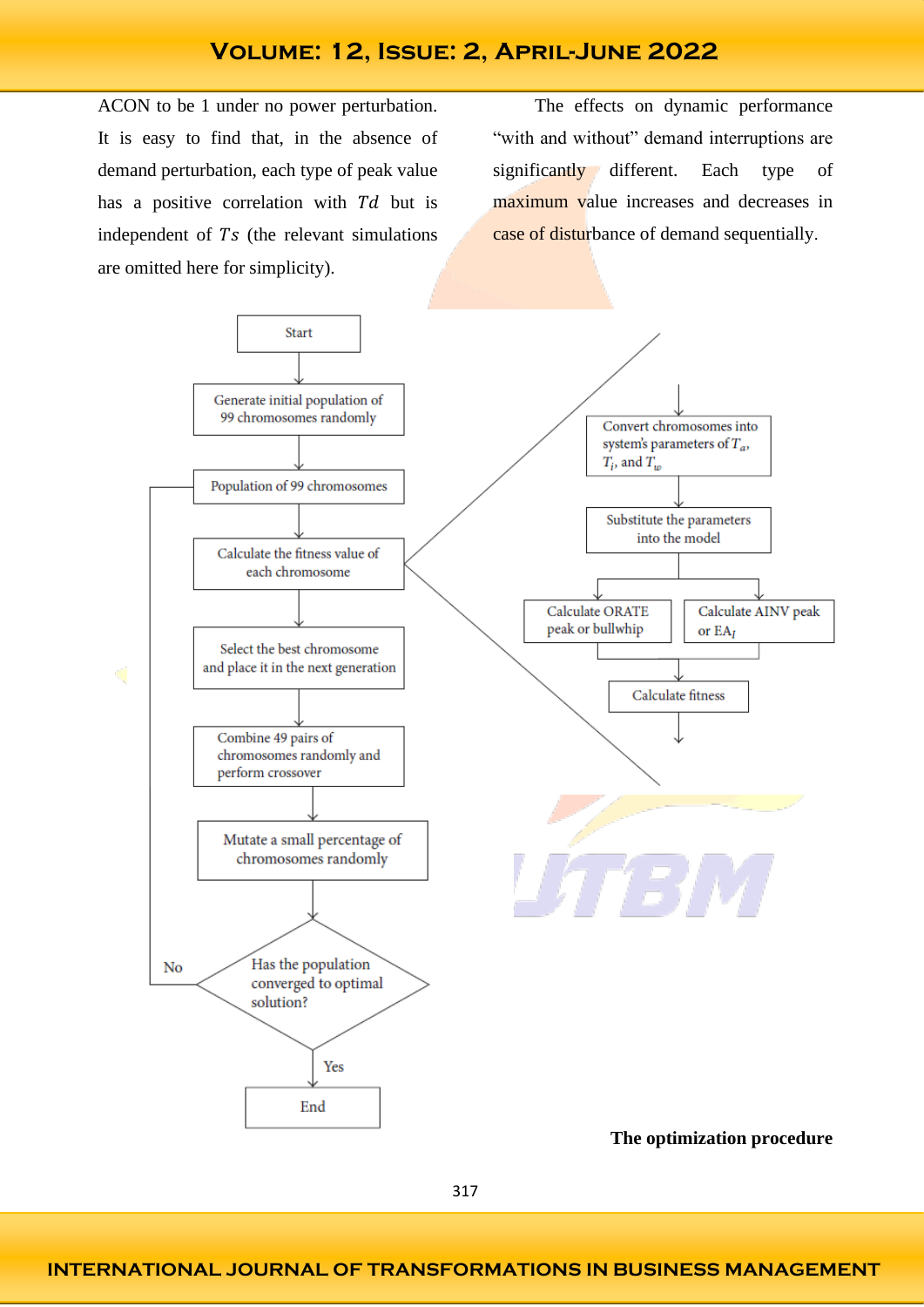ACON to be 1 under no power perturbation. It is easy to find that, in the absence of demand perturbation, each type of peak value has a positive correlation with $Td$ but is independent of $Ts$ (the relevant simulations are omitted here for simplicity).

The effects on dynamic performance "with and without" demand interruptions are significantly different. Each type of maximum value increases and decreases in case of disturbance of demand sequentially.

Start

Generate initial population of 99 chromosomes randomly

Population of 99 chromosomes

Calculate the fitness value of each chromosome

Select the best chromosome and place it in the next generation

Combine 49 pairs of chromosomes randomly and perform crossover

Mutate a small percentage of chromosomes randomly

Has the population converged to optimal solution?

No

Yes

End

Convert chromosomes into system's parameters of $T_a$, $T_i$, and $T_w$

Substitute the parameters into the model

Calculate ORATE peak or bullwhip

Calculate AINV peak or $EA_I$

Calculate fitness

**The optimization procedure**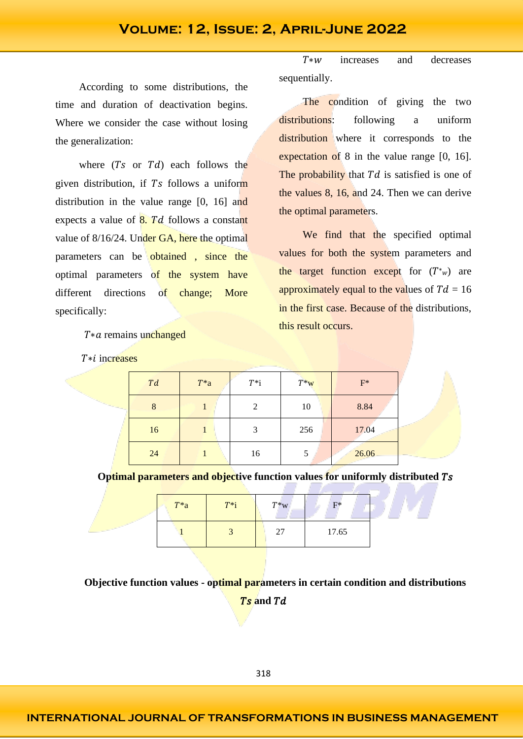According to some distributions, the time and duration of deactivation begins. Where we consider the case without losing the generalization:

where ($Ts$ or $Td$) each follows the given distribution, if $Ts$ follows a uniform distribution in the value range [0, 16] and expects a value of 8. $Td$ follows a constant value of 8/16/24. Under GA, here the optimal parameters can be obtained , since the optimal parameters of the system have different directions of change; More specifically:

$T{*}a$ remains unchanged

$T{*}i$ increases

$T{*}w$ increases and decreases sequentially.

The condition of giving the two distributions: following a uniform distribution where it corresponds to the expectation of 8 in the value range [0, 16]. The probability that $Td$ is satisfied is one of the values 8, 16, and 24. Then we can derive the optimal parameters.

We find that the specified optimal values for both the system parameters and the target function except for ($T^{*}_{w}$) are approximately equal to the values of $Td$ = 16 in the first case. Because of the distributions, this result occurs.

| $Td$ | $T$*a | $T$*i | $T$*w | F* |
|---|---|---|---|---|
| 8 | 1 | 2 | 10 | 8.84 |
| 16 | 1 | 3 | 256 | 17.04 |
| 24 | 1 | 16 | 5 | 26.06 |

**Optimal parameters and objective function values for uniformly distributed $Ts$**

| $T$*a | $T$*i | $T$*w | F* |
|---|---|---|---|
| 1 | 3 | 27 | 17.65 |

**Objective function values - optimal parameters in certain condition and distributions $Ts$ and $Td$**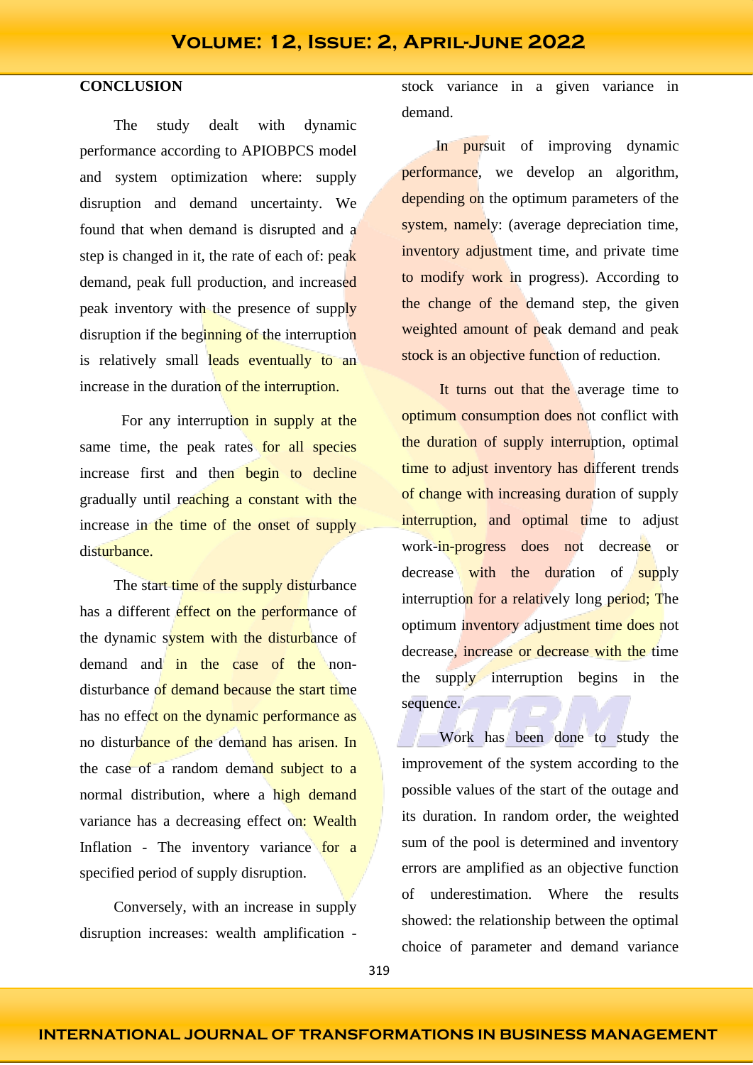## CONCLUSION

The study dealt with dynamic performance according to APIOBPCS model and system optimization where: supply disruption and demand uncertainty. We found that when demand is disrupted and a step is changed in it, the rate of each of: peak demand, peak full production, and increased peak inventory with the presence of supply disruption if the beginning of the interruption is relatively small leads eventually to an increase in the duration of the interruption.

For any interruption in supply at the same time, the peak rates for all species increase first and then begin to decline gradually until reaching a constant with the increase in the time of the onset of supply disturbance.

The start time of the supply disturbance has a different effect on the performance of the dynamic system with the disturbance of demand and in the case of the non-disturbance of demand because the start time has no effect on the dynamic performance as no disturbance of the demand has arisen. In the case of a random demand subject to a normal distribution, where a high demand variance has a decreasing effect on: Wealth Inflation - The inventory variance for a specified period of supply disruption.

Conversely, with an increase in supply disruption increases: wealth amplification - stock variance in a given variance in demand.

In pursuit of improving dynamic performance, we develop an algorithm, depending on the optimum parameters of the system, namely: (average depreciation time, inventory adjustment time, and private time to modify work in progress). According to the change of the demand step, the given weighted amount of peak demand and peak stock is an objective function of reduction.

It turns out that the average time to optimum consumption does not conflict with the duration of supply interruption, optimal time to adjust inventory has different trends of change with increasing duration of supply interruption, and optimal time to adjust work-in-progress does not decrease or decrease with the duration of supply interruption for a relatively long period; The optimum inventory adjustment time does not decrease, increase or decrease with the time the supply interruption begins in the sequence.

Work has been done to study the improvement of the system according to the possible values of the start of the outage and its duration. In random order, the weighted sum of the pool is determined and inventory errors are amplified as an objective function of underestimation. Where the results showed: the relationship between the optimal choice of parameter and demand variance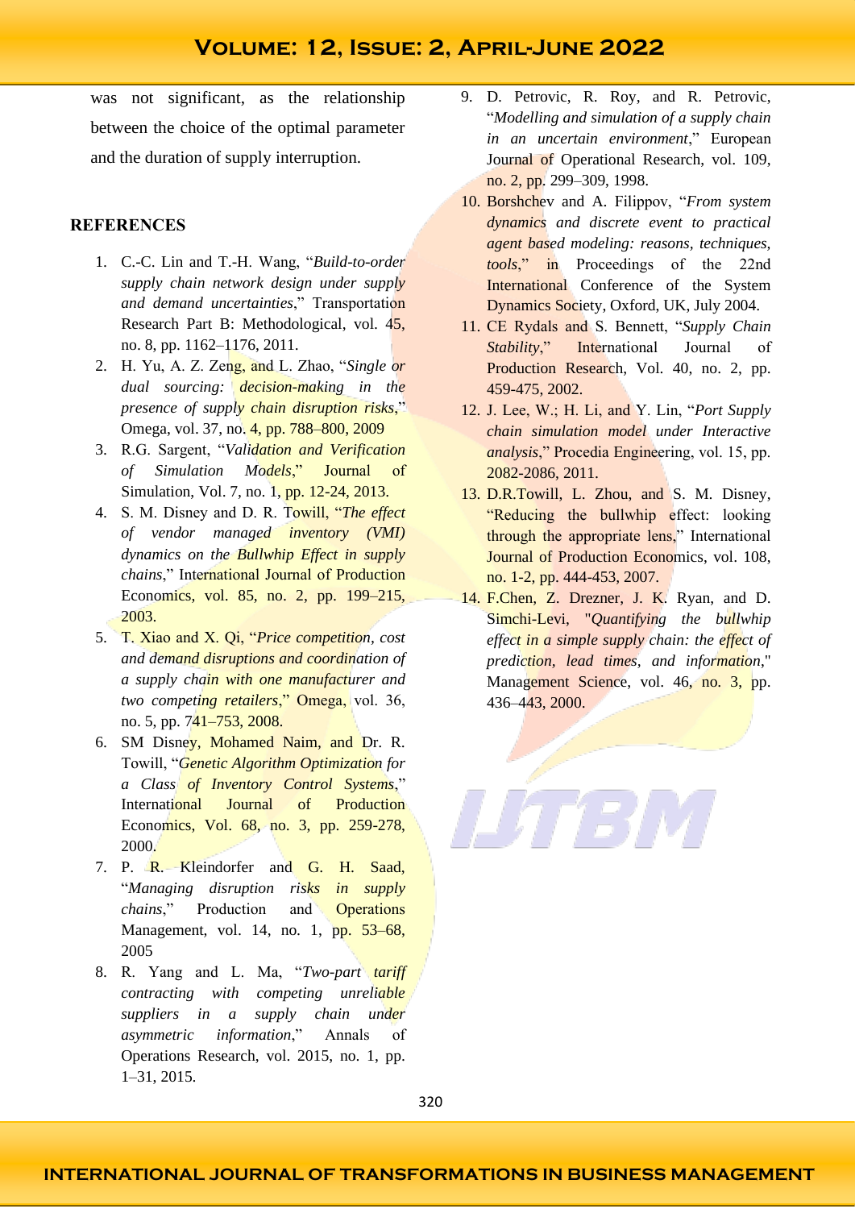was not significant, as the relationship between the choice of the optimal parameter and the duration of supply interruption.

## REFERENCES

1. C.-C. Lin and T.-H. Wang, "*Build-to-order supply chain network design under supply and demand uncertainties*," Transportation Research Part B: Methodological, vol. 45, no. 8, pp. 1162–1176, 2011.
2. H. Yu, A. Z. Zeng, and L. Zhao, "*Single or dual sourcing: decision-making in the presence of supply chain disruption risks*," Omega, vol. 37, no. 4, pp. 788–800, 2009
3. R.G. Sargent, "*Validation and Verification of Simulation Models*," Journal of Simulation, Vol. 7, no. 1, pp. 12-24, 2013.
4. S. M. Disney and D. R. Towill, "*The effect of vendor managed inventory (VMI) dynamics on the Bullwhip Effect in supply chains*," International Journal of Production Economics, vol. 85, no. 2, pp. 199–215, 2003.
5. T. Xiao and X. Qi, "*Price competition, cost and demand disruptions and coordination of a supply chain with one manufacturer and two competing retailers*," Omega, vol. 36, no. 5, pp. 741–753, 2008.
6. SM Disney, Mohamed Naim, and Dr. R. Towill, "*Genetic Algorithm Optimization for a Class of Inventory Control Systems*," International Journal of Production Economics, Vol. 68, no. 3, pp. 259-278, 2000.
7. P. R. Kleindorfer and G. H. Saad, "*Managing disruption risks in supply chains*," Production and Operations Management, vol. 14, no. 1, pp. 53–68, 2005
8. R. Yang and L. Ma, "*Two-part tariff contracting with competing unreliable suppliers in a supply chain under asymmetric information*," Annals of Operations Research, vol. 2015, no. 1, pp. 1–31, 2015.
9. D. Petrovic, R. Roy, and R. Petrovic, "*Modelling and simulation of a supply chain in an uncertain environment*," European Journal of Operational Research, vol. 109, no. 2, pp. 299–309, 1998.
10. Borshchev and A. Filippov, "*From system dynamics and discrete event to practical agent based modeling: reasons, techniques, tools*," in Proceedings of the 22nd International Conference of the System Dynamics Society, Oxford, UK, July 2004.
11. CE Rydals and S. Bennett, "*Supply Chain Stability*," International Journal of Production Research, Vol. 40, no. 2, pp. 459-475, 2002.
12. J. Lee, W.; H. Li, and Y. Lin, "*Port Supply chain simulation model under Interactive analysis*," Procedia Engineering, vol. 15, pp. 2082-2086, 2011.
13. D.R.Towill, L. Zhou, and S. M. Disney, "Reducing the bullwhip effect: looking through the appropriate lens," International Journal of Production Economics, vol. 108, no. 1-2, pp. 444-453, 2007.
14. F.Chen, Z. Drezner, J. K. Ryan, and D. Simchi-Levi, "*Quantifying the bullwhip effect in a simple supply chain: the effect of prediction, lead times, and information*," Management Science, vol. 46, no. 3, pp. 436–443, 2000.